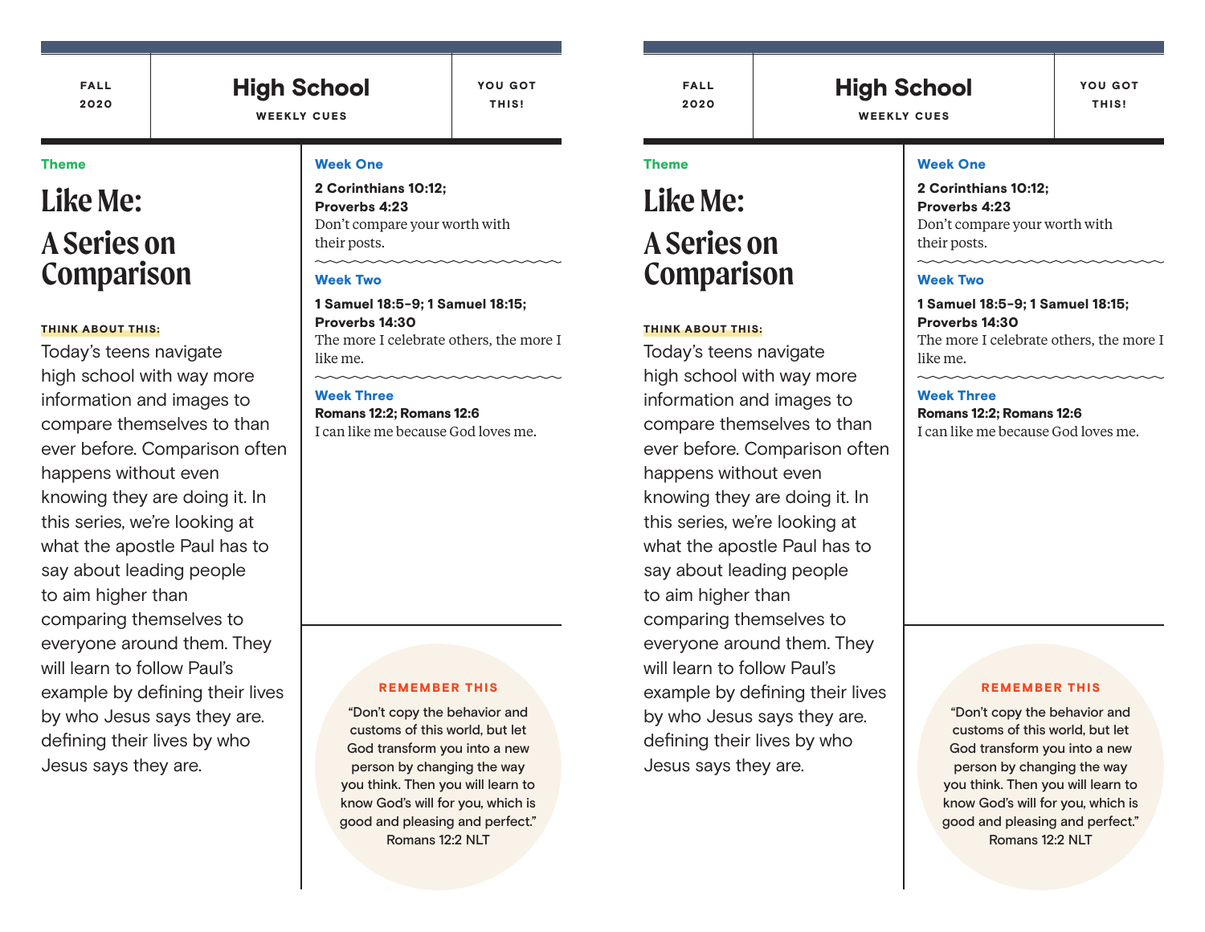FALL 2020

# High School

WEEKLY CUES

YOU GOT THIS!

**Theme**

## Like Me: A Series on Comparison

**THINK ABOUT THIS:**

Today's teens navigate high school with way more information and images to compare themselves to than ever before. Comparison often happens without even knowing they are doing it. In this series, we're looking at what the apostle Paul has to say about leading people to aim higher than comparing themselves to everyone around them. They will learn to follow Paul's example by defining their lives by who Jesus says they are. defining their lives by who Jesus says they are.

### Week One

**2 Corinthians 10:12; Proverbs 4:23**
Don't compare your worth with their posts.

### Week Two

**1 Samuel 18:5-9; 1 Samuel 18:15; Proverbs 14:30**
The more I celebrate others, the more I like me.

### Week Three

**Romans 12:2; Romans 12:6**
I can like me because God loves me.

**REMEMBER THIS**

"Don't copy the behavior and customs of this world, but let God transform you into a new person by changing the way you think. Then you will learn to know God's will for you, which is good and pleasing and perfect."
Romans 12:2 NLT

---

FALL 2020

# High School

WEEKLY CUES

YOU GOT THIS!

**Theme**

## Like Me: A Series on Comparison

**THINK ABOUT THIS:**

Today's teens navigate high school with way more information and images to compare themselves to than ever before. Comparison often happens without even knowing they are doing it. In this series, we're looking at what the apostle Paul has to say about leading people to aim higher than comparing themselves to everyone around them. They will learn to follow Paul's example by defining their lives by who Jesus says they are. defining their lives by who Jesus says they are.

### Week One

**2 Corinthians 10:12; Proverbs 4:23**
Don't compare your worth with their posts.

### Week Two

**1 Samuel 18:5-9; 1 Samuel 18:15; Proverbs 14:30**
The more I celebrate others, the more I like me.

### Week Three

**Romans 12:2; Romans 12:6**
I can like me because God loves me.

**REMEMBER THIS**

"Don't copy the behavior and customs of this world, but let God transform you into a new person by changing the way you think. Then you will learn to know God's will for you, which is good and pleasing and perfect."
Romans 12:2 NLT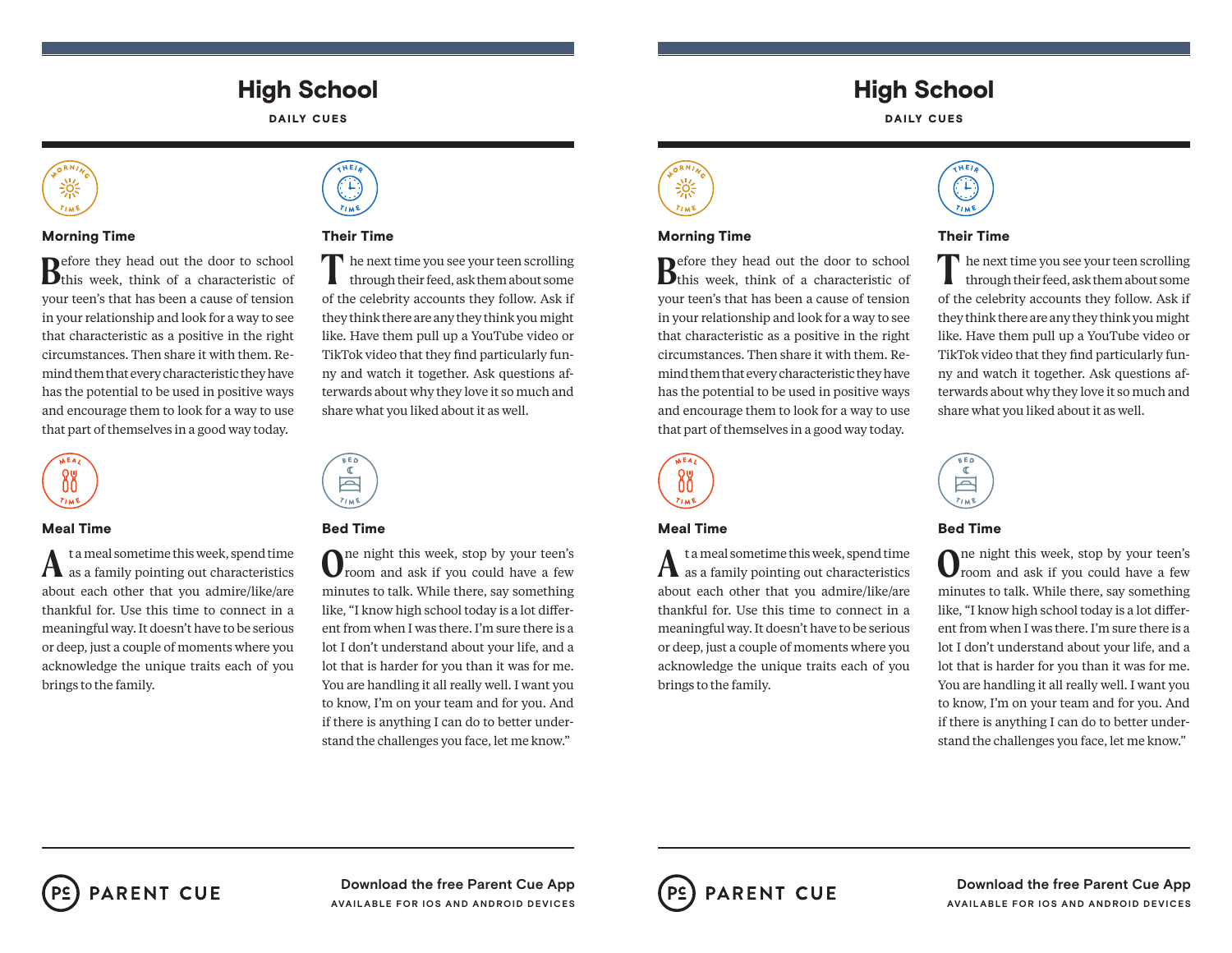# High School

DAILY CUES

### Morning Time

Before they head out the door to school this week, think of a characteristic of your teen's that has been a cause of tension in your relationship and look for a way to see that characteristic as a positive in the right circumstances. Then share it with them. Remind them that every characteristic they have has the potential to be used in positive ways and encourage them to look for a way to use that part of themselves in a good way today.

### Their Time

The next time you see your teen scrolling through their feed, ask them about some of the celebrity accounts they follow. Ask if they think there are any they think you might like. Have them pull up a YouTube video or TikTok video that they find particularly funny and watch it together. Ask questions afterwards about why they love it so much and share what you liked about it as well.

### Meal Time

At a meal sometime this week, spend time as a family pointing out characteristics about each other that you admire/like/are thankful for. Use this time to connect in a meaningful way. It doesn't have to be serious or deep, just a couple of moments where you acknowledge the unique traits each of you brings to the family.

### Bed Time

One night this week, stop by your teen's room and ask if you could have a few minutes to talk. While there, say something like, "I know high school today is a lot different from when I was there. I'm sure there is a lot I don't understand about your life, and a lot that is harder for you than it was for me. You are handling it all really well. I want you to know, I'm on your team and for you. And if there is anything I can do to better understand the challenges you face, let me know."

PARENT CUE

**Download the free Parent Cue App**

AVAILABLE FOR IOS AND ANDROID DEVICES

# High School

DAILY CUES

### Morning Time

Before they head out the door to school this week, think of a characteristic of your teen's that has been a cause of tension in your relationship and look for a way to see that characteristic as a positive in the right circumstances. Then share it with them. Remind them that every characteristic they have has the potential to be used in positive ways and encourage them to look for a way to use that part of themselves in a good way today.

### Their Time

The next time you see your teen scrolling through their feed, ask them about some of the celebrity accounts they follow. Ask if they think there are any they think you might like. Have them pull up a YouTube video or TikTok video that they find particularly funny and watch it together. Ask questions afterwards about why they love it so much and share what you liked about it as well.

### Meal Time

At a meal sometime this week, spend time as a family pointing out characteristics about each other that you admire/like/are thankful for. Use this time to connect in a meaningful way. It doesn't have to be serious or deep, just a couple of moments where you acknowledge the unique traits each of you brings to the family.

### Bed Time

One night this week, stop by your teen's room and ask if you could have a few minutes to talk. While there, say something like, "I know high school today is a lot different from when I was there. I'm sure there is a lot I don't understand about your life, and a lot that is harder for you than it was for me. You are handling it all really well. I want you to know, I'm on your team and for you. And if there is anything I can do to better understand the challenges you face, let me know."

PARENT CUE

**Download the free Parent Cue App**

AVAILABLE FOR IOS AND ANDROID DEVICES